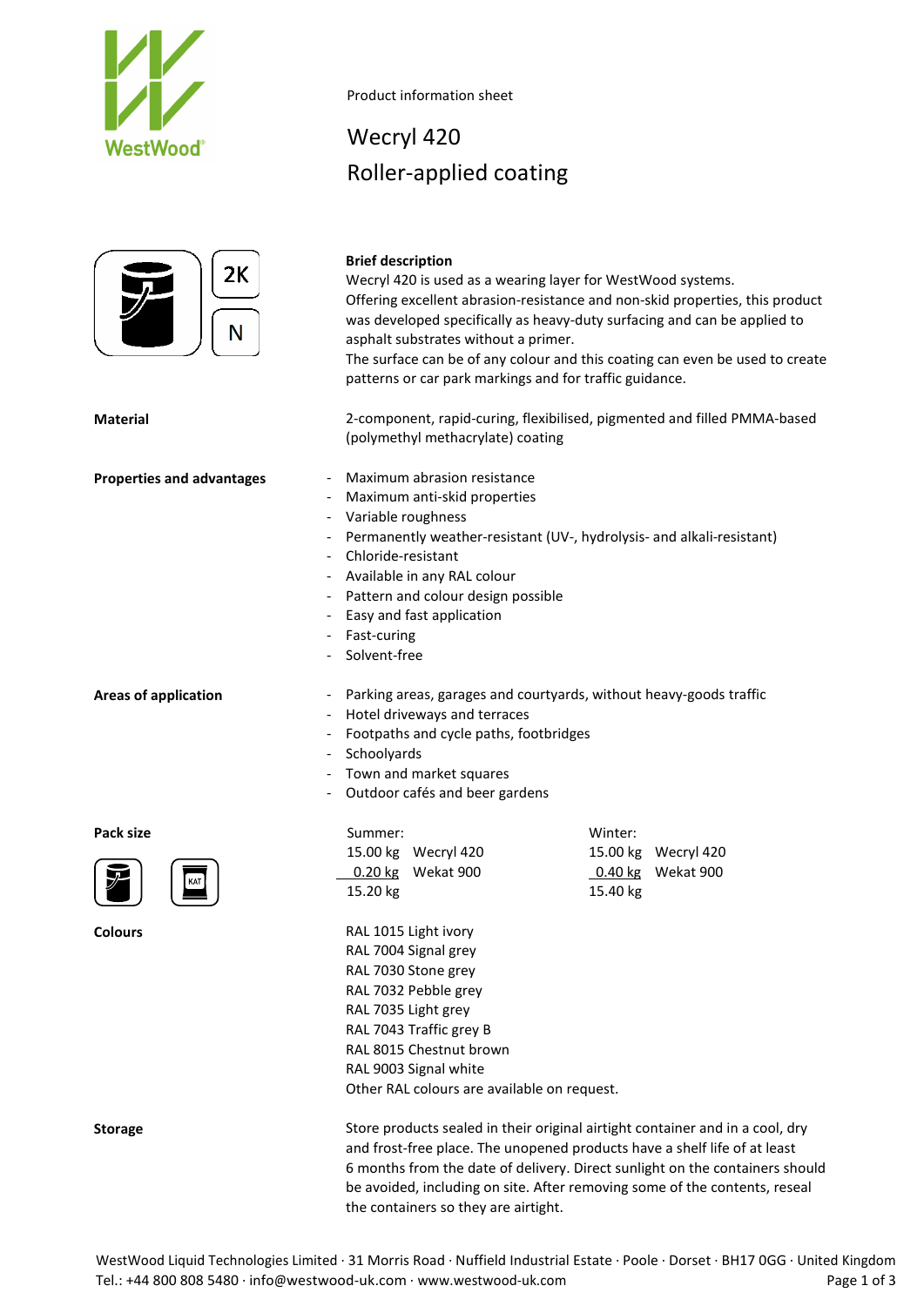WestWood®

Product information sheet

# Wecryl 420
# Roller-applied coating

2K

N

**Brief description**

Wecryl 420 is used as a wearing layer for WestWood systems.
Offering excellent abrasion-resistance and non-skid properties, this product was developed specifically as heavy-duty surfacing and can be applied to asphalt substrates without a primer.
The surface can be of any colour and this coating can even be used to create patterns or car park markings and for traffic guidance.

**Material**

2-component, rapid-curing, flexibilised, pigmented and filled PMMA-based (polymethyl methacrylate) coating

**Properties and advantages**

- Maximum abrasion resistance
- Maximum anti-skid properties
- Variable roughness
- Permanently weather-resistant (UV-, hydrolysis- and alkali-resistant)
- Chloride-resistant
- Available in any RAL colour
- Pattern and colour design possible
- Easy and fast application
- Fast-curing
- Solvent-free

**Areas of application**

- Parking areas, garages and courtyards, without heavy-goods traffic
- Hotel driveways and terraces
- Footpaths and cycle paths, footbridges
- Schoolyards
- Town and market squares
- Outdoor cafés and beer gardens

**Pack size**

| Summer: | | Winter: | |
|---|---|---|---|
| 15.00 kg | Wecryl 420 | 15.00 kg | Wecryl 420 |
| 0.20 kg | Wekat 900 | 0.40 kg | Wekat 900 |
| 15.20 kg | | 15.40 kg | |

**Colours**

RAL 1015 Light ivory
RAL 7004 Signal grey
RAL 7030 Stone grey
RAL 7032 Pebble grey
RAL 7035 Light grey
RAL 7043 Traffic grey B
RAL 8015 Chestnut brown
RAL 9003 Signal white
Other RAL colours are available on request.

**Storage**

Store products sealed in their original airtight container and in a cool, dry and frost-free place. The unopened products have a shelf life of at least 6 months from the date of delivery. Direct sunlight on the containers should be avoided, including on site. After removing some of the contents, reseal the containers so they are airtight.

WestWood Liquid Technologies Limited · 31 Morris Road · Nuffield Industrial Estate · Poole · Dorset · BH17 0GG · United Kingdom
Tel.: +44 800 808 5480 · info@westwood-uk.com · www.westwood-uk.com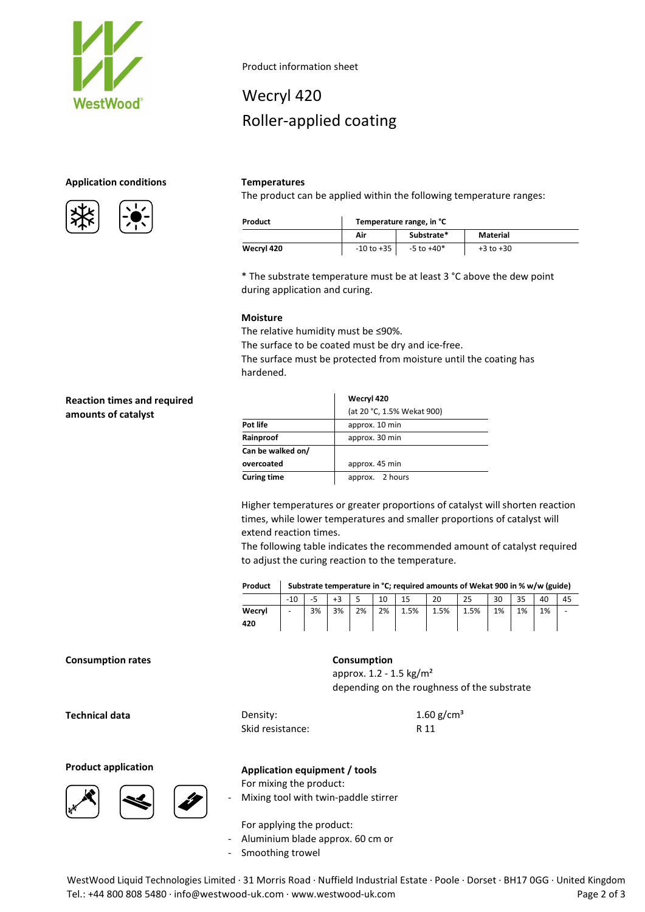Product information sheet

# Wecryl 420

# Roller-applied coating

## Application conditions

### Temperatures

The product can be applied within the following temperature ranges:

| Product | Temperature range, in °C | | |
|---|---|---|---|
| | Air | Substrate* | Material |
| **Wecryl 420** | -10 to +35 | -5 to +40* | +3 to +30 |

* The substrate temperature must be at least 3 °C above the dew point during application and curing.

### Moisture

The relative humidity must be ≤90%.
The surface to be coated must be dry and ice-free.
The surface must be protected from moisture until the coating has hardened.

## Reaction times and required amounts of catalyst

| | Wecryl 420 (at 20 °C, 1.5% Wekat 900) |
|---|---|
| **Pot life** | approx. 10 min |
| **Rainproof** | approx. 30 min |
| **Can be walked on/ overcoated** | approx. 45 min |
| **Curing time** | approx. 2 hours |

Higher temperatures or greater proportions of catalyst will shorten reaction times, while lower temperatures and smaller proportions of catalyst will extend reaction times.
The following table indicates the recommended amount of catalyst required to adjust the curing reaction to the temperature.

| Product | Substrate temperature in °C; required amounts of Wekat 900 in % w/w (guide) | | | | | | | | | | | |
|---|---|---|---|---|---|---|---|---|---|---|---|---|
| | -10 | -5 | +3 | 5 | 10 | 15 | 20 | 25 | 30 | 35 | 40 | 45 |
| **Wecryl 420** | - | 3% | 3% | 2% | 2% | 1.5% | 1.5% | 1.5% | 1% | 1% | 1% | - |

## Consumption rates

### Consumption

approx. 1.2 - 1.5 kg/m²
depending on the roughness of the substrate

## Technical data

| | |
|---|---|
| Density: | 1.60 g/cm³ |
| Skid resistance: | R 11 |

## Product application

### Application equipment / tools

For mixing the product:

- Mixing tool with twin-paddle stirrer

For applying the product:

- Aluminium blade approx. 60 cm or
- Smoothing trowel

WestWood Liquid Technologies Limited · 31 Morris Road · Nuffield Industrial Estate · Poole · Dorset · BH17 0GG · United Kingdom
Tel.: +44 800 808 5480 · info@westwood-uk.com · www.westwood-uk.com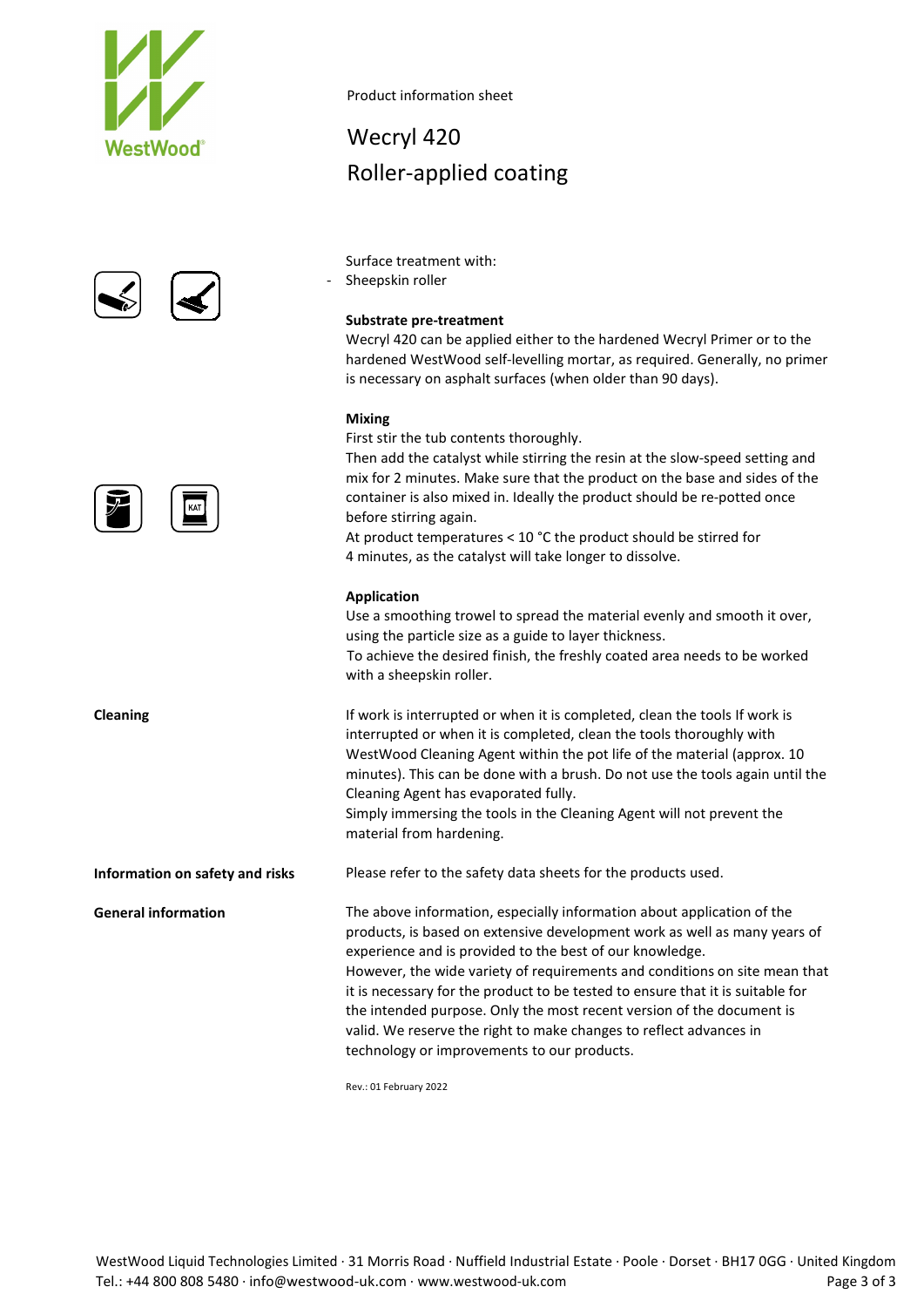Product information sheet

# Wecryl 420
## Roller-applied coating

Surface treatment with:
- Sheepskin roller

**Substrate pre-treatment**

Wecryl 420 can be applied either to the hardened Wecryl Primer or to the hardened WestWood self-levelling mortar, as required. Generally, no primer is necessary on asphalt surfaces (when older than 90 days).

**Mixing**

First stir the tub contents thoroughly.
Then add the catalyst while stirring the resin at the slow-speed setting and mix for 2 minutes. Make sure that the product on the base and sides of the container is also mixed in. Ideally the product should be re-potted once before stirring again.
At product temperatures < 10 °C the product should be stirred for 4 minutes, as the catalyst will take longer to dissolve.

**Application**

Use a smoothing trowel to spread the material evenly and smooth it over, using the particle size as a guide to layer thickness.
To achieve the desired finish, the freshly coated area needs to be worked with a sheepskin roller.

**Cleaning**

If work is interrupted or when it is completed, clean the tools If work is interrupted or when it is completed, clean the tools thoroughly with WestWood Cleaning Agent within the pot life of the material (approx. 10 minutes). This can be done with a brush. Do not use the tools again until the Cleaning Agent has evaporated fully.
Simply immersing the tools in the Cleaning Agent will not prevent the material from hardening.

**Information on safety and risks**

Please refer to the safety data sheets for the products used.

**General information**

The above information, especially information about application of the products, is based on extensive development work as well as many years of experience and is provided to the best of our knowledge.
However, the wide variety of requirements and conditions on site mean that it is necessary for the product to be tested to ensure that it is suitable for the intended purpose. Only the most recent version of the document is valid. We reserve the right to make changes to reflect advances in technology or improvements to our products.

Rev.: 01 February 2022

WestWood Liquid Technologies Limited · 31 Morris Road · Nuffield Industrial Estate · Poole · Dorset · BH17 0GG · United Kingdom
Tel.: +44 800 808 5480 · info@westwood-uk.com · www.westwood-uk.com